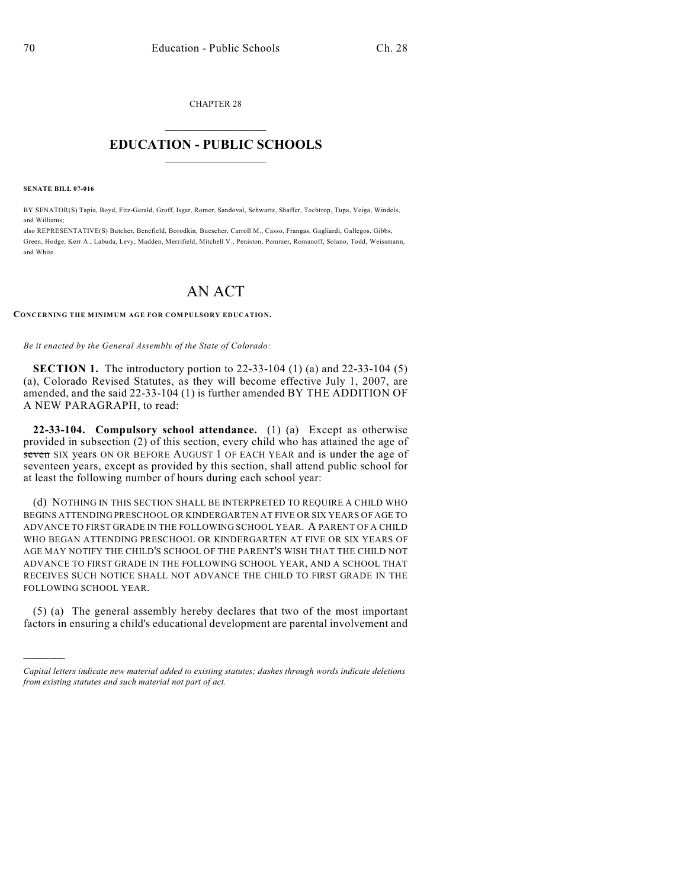CHAPTER 28

## EDUCATION - PUBLIC SCHOOLS

**SENATE BILL 07-016**

BY SENATOR(S) Tapia, Boyd, Fitz-Gerald, Groff, Isgar, Romer, Sandoval, Schwartz, Shaffer, Tochtrop, Tupa, Veiga, Windels, and Williams;

also REPRESENTATIVE(S) Butcher, Benefield, Borodkin, Buescher, Carroll M., Casso, Frangas, Gagliardi, Gallegos, Gibbs, Green, Hodge, Kerr A., Labuda, Levy, Madden, Merrifield, Mitchell V., Peniston, Pommer, Romanoff, Solano, Todd, Weissmann, and White.

# AN ACT

**CONCERNING THE MINIMUM AGE FOR COMPULSORY EDUCATION.**

*Be it enacted by the General Assembly of the State of Colorado:*

**SECTION 1.** The introductory portion to 22-33-104 (1) (a) and 22-33-104 (5) (a), Colorado Revised Statutes, as they will become effective July 1, 2007, are amended, and the said 22-33-104 (1) is further amended BY THE ADDITION OF A NEW PARAGRAPH, to read:

**22-33-104. Compulsory school attendance.** (1) (a) Except as otherwise provided in subsection (2) of this section, every child who has attained the age of ~~seven~~ SIX years ON OR BEFORE AUGUST 1 OF EACH YEAR and is under the age of seventeen years, except as provided by this section, shall attend public school for at least the following number of hours during each school year:

(d) NOTHING IN THIS SECTION SHALL BE INTERPRETED TO REQUIRE A CHILD WHO BEGINS ATTENDING PRESCHOOL OR KINDERGARTEN AT FIVE OR SIX YEARS OF AGE TO ADVANCE TO FIRST GRADE IN THE FOLLOWING SCHOOL YEAR. A PARENT OF A CHILD WHO BEGAN ATTENDING PRESCHOOL OR KINDERGARTEN AT FIVE OR SIX YEARS OF AGE MAY NOTIFY THE CHILD'S SCHOOL OF THE PARENT'S WISH THAT THE CHILD NOT ADVANCE TO FIRST GRADE IN THE FOLLOWING SCHOOL YEAR, AND A SCHOOL THAT RECEIVES SUCH NOTICE SHALL NOT ADVANCE THE CHILD TO FIRST GRADE IN THE FOLLOWING SCHOOL YEAR.

(5) (a) The general assembly hereby declares that two of the most important factors in ensuring a child's educational development are parental involvement and

---

*Capital letters indicate new material added to existing statutes; dashes through words indicate deletions from existing statutes and such material not part of act.*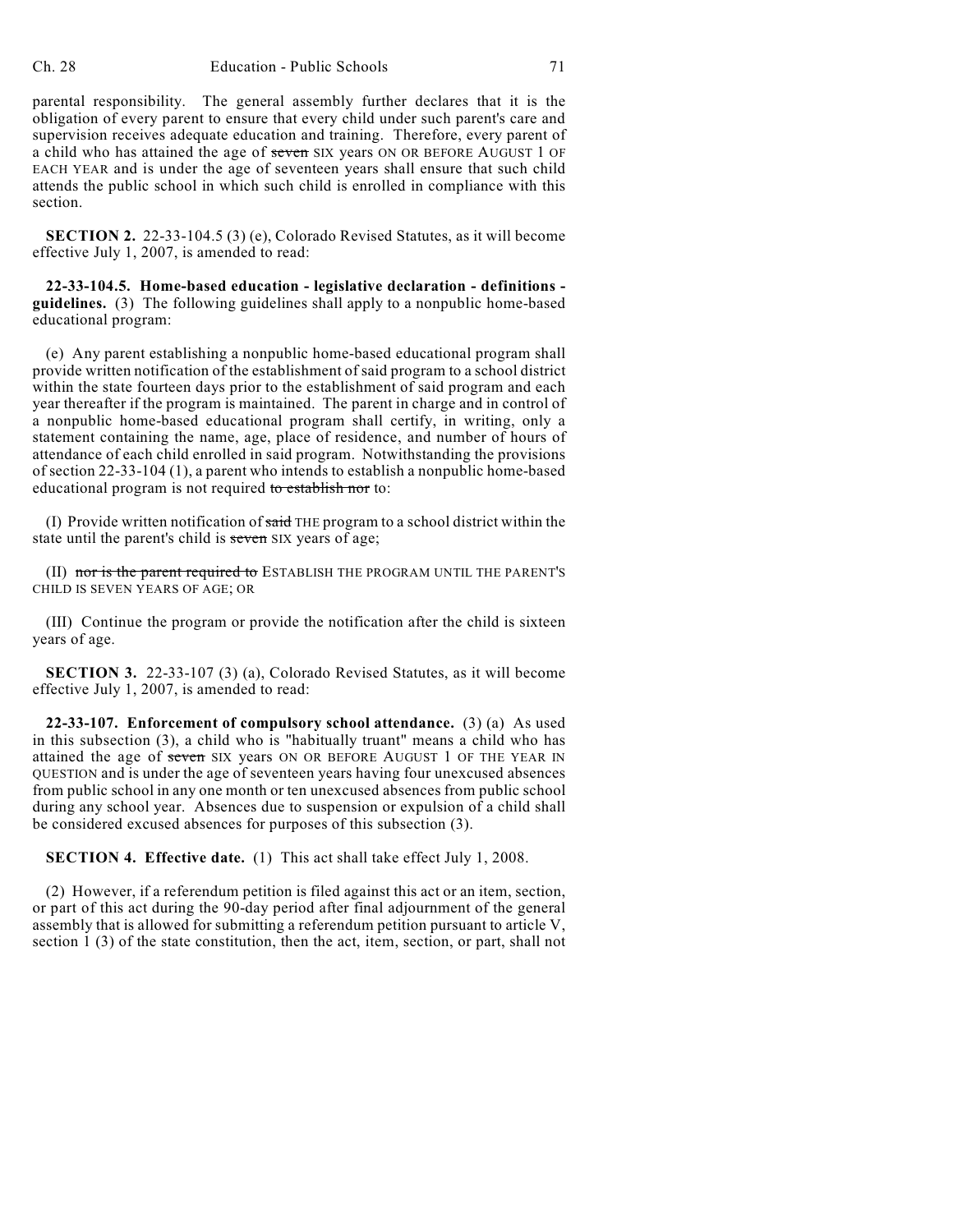parental responsibility. The general assembly further declares that it is the obligation of every parent to ensure that every child under such parent's care and supervision receives adequate education and training. Therefore, every parent of a child who has attained the age of ~~seven~~ SIX years ON OR BEFORE AUGUST 1 OF EACH YEAR and is under the age of seventeen years shall ensure that such child attends the public school in which such child is enrolled in compliance with this section.

**SECTION 2.** 22-33-104.5 (3) (e), Colorado Revised Statutes, as it will become effective July 1, 2007, is amended to read:

**22-33-104.5. Home-based education - legislative declaration - definitions - guidelines.** (3) The following guidelines shall apply to a nonpublic home-based educational program:

(e) Any parent establishing a nonpublic home-based educational program shall provide written notification of the establishment of said program to a school district within the state fourteen days prior to the establishment of said program and each year thereafter if the program is maintained. The parent in charge and in control of a nonpublic home-based educational program shall certify, in writing, only a statement containing the name, age, place of residence, and number of hours of attendance of each child enrolled in said program. Notwithstanding the provisions of section 22-33-104 (1), a parent who intends to establish a nonpublic home-based educational program is not required ~~to establish nor~~ to:

(I) Provide written notification of ~~said~~ THE program to a school district within the state until the parent's child is ~~seven~~ SIX years of age;

(II) ~~nor is the parent required to~~ ESTABLISH THE PROGRAM UNTIL THE PARENT'S CHILD IS SEVEN YEARS OF AGE; OR

(III) Continue the program or provide the notification after the child is sixteen years of age.

**SECTION 3.** 22-33-107 (3) (a), Colorado Revised Statutes, as it will become effective July 1, 2007, is amended to read:

**22-33-107. Enforcement of compulsory school attendance.** (3) (a) As used in this subsection (3), a child who is "habitually truant" means a child who has attained the age of ~~seven~~ SIX years ON OR BEFORE AUGUST 1 OF THE YEAR IN QUESTION and is under the age of seventeen years having four unexcused absences from public school in any one month or ten unexcused absences from public school during any school year. Absences due to suspension or expulsion of a child shall be considered excused absences for purposes of this subsection (3).

**SECTION 4. Effective date.** (1) This act shall take effect July 1, 2008.

(2) However, if a referendum petition is filed against this act or an item, section, or part of this act during the 90-day period after final adjournment of the general assembly that is allowed for submitting a referendum petition pursuant to article V, section 1 (3) of the state constitution, then the act, item, section, or part, shall not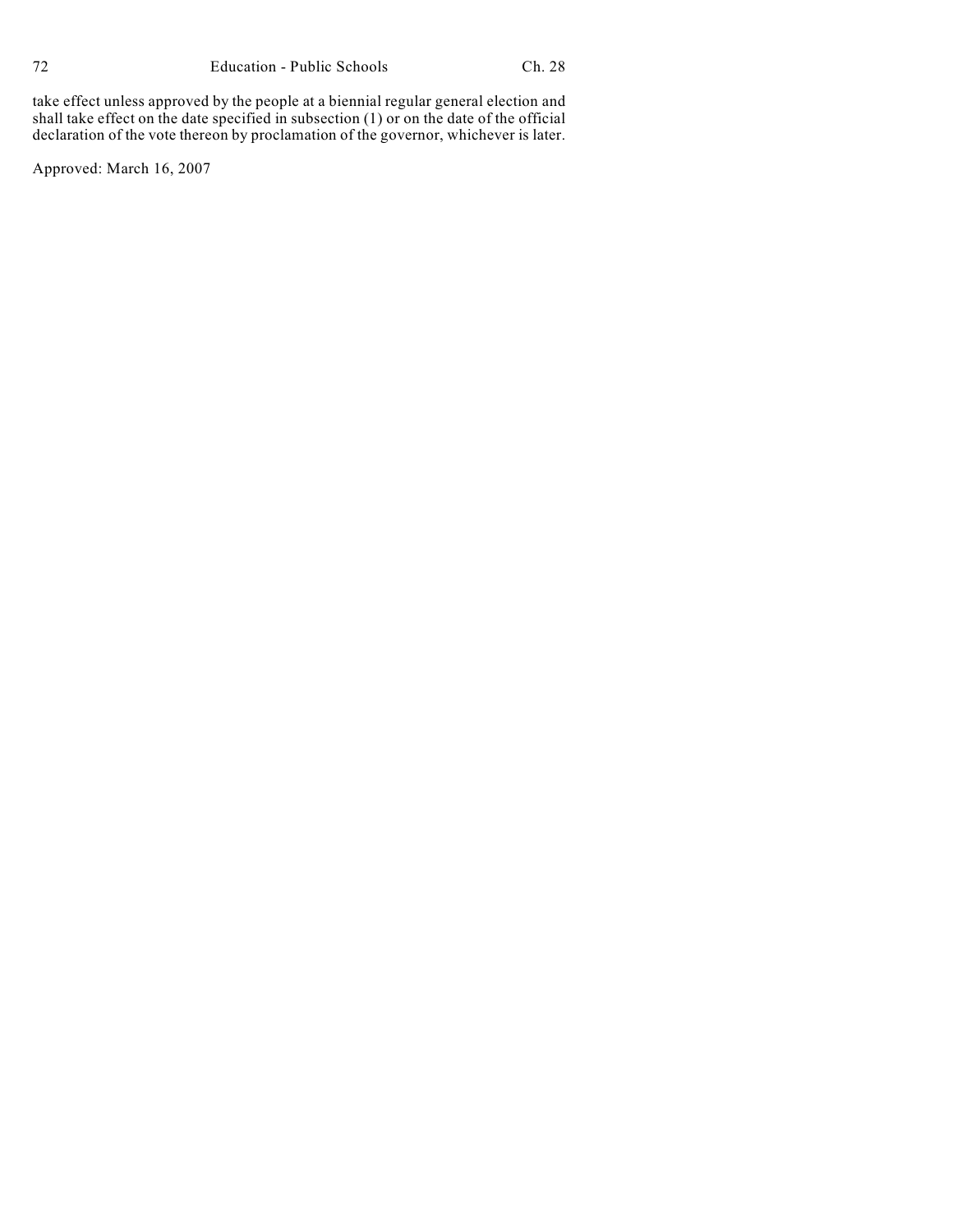take effect unless approved by the people at a biennial regular general election and shall take effect on the date specified in subsection (1) or on the date of the official declaration of the vote thereon by proclamation of the governor, whichever is later.

Approved: March 16, 2007